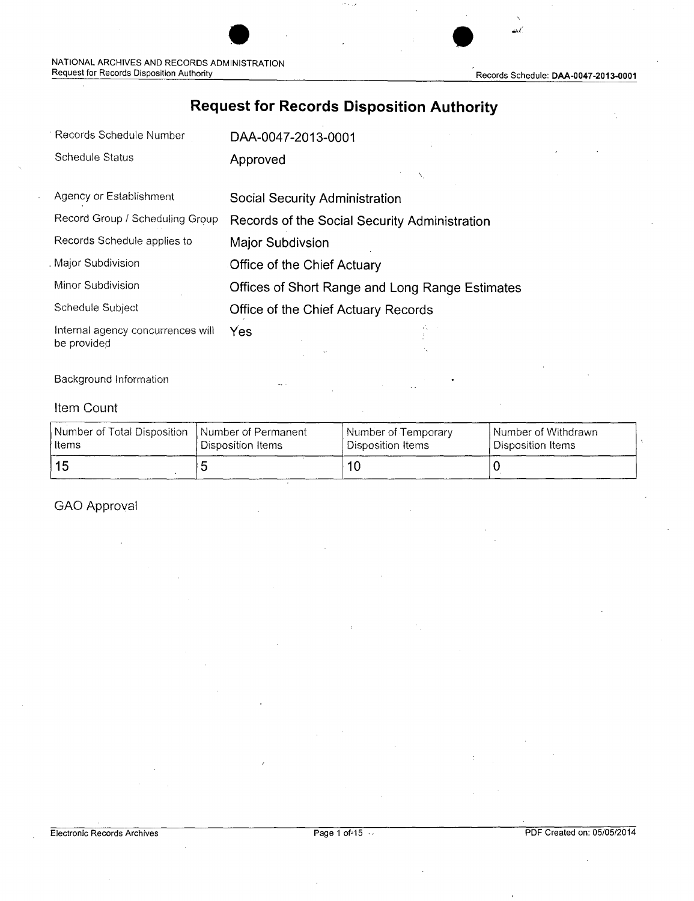# Request for Records Disposition Authority

| | |
|---|---|
| Records Schedule Number | DAA-0047-2013-0001 |
| Schedule Status | Approved |
| Agency or Establishment | Social Security Administration |
| Record Group / Scheduling Group | Records of the Social Security Administration |
| Records Schedule applies to | Major Subdivsion |
| Major Subdivision | Office of the Chief Actuary |
| Minor Subdivision | Offices of Short Range and Long Range Estimates |
| Schedule Subject | Office of the Chief Actuary Records |
| Internal agency concurrences will be provided | Yes |

Background Information

## Item Count

| Number of Total Disposition Items | Number of Permanent Disposition Items | Number of Temporary Disposition Items | Number of Withdrawn Disposition Items |
|---|---|---|---|
| 15 | 5 | 10 | 0 |

## GAO Approval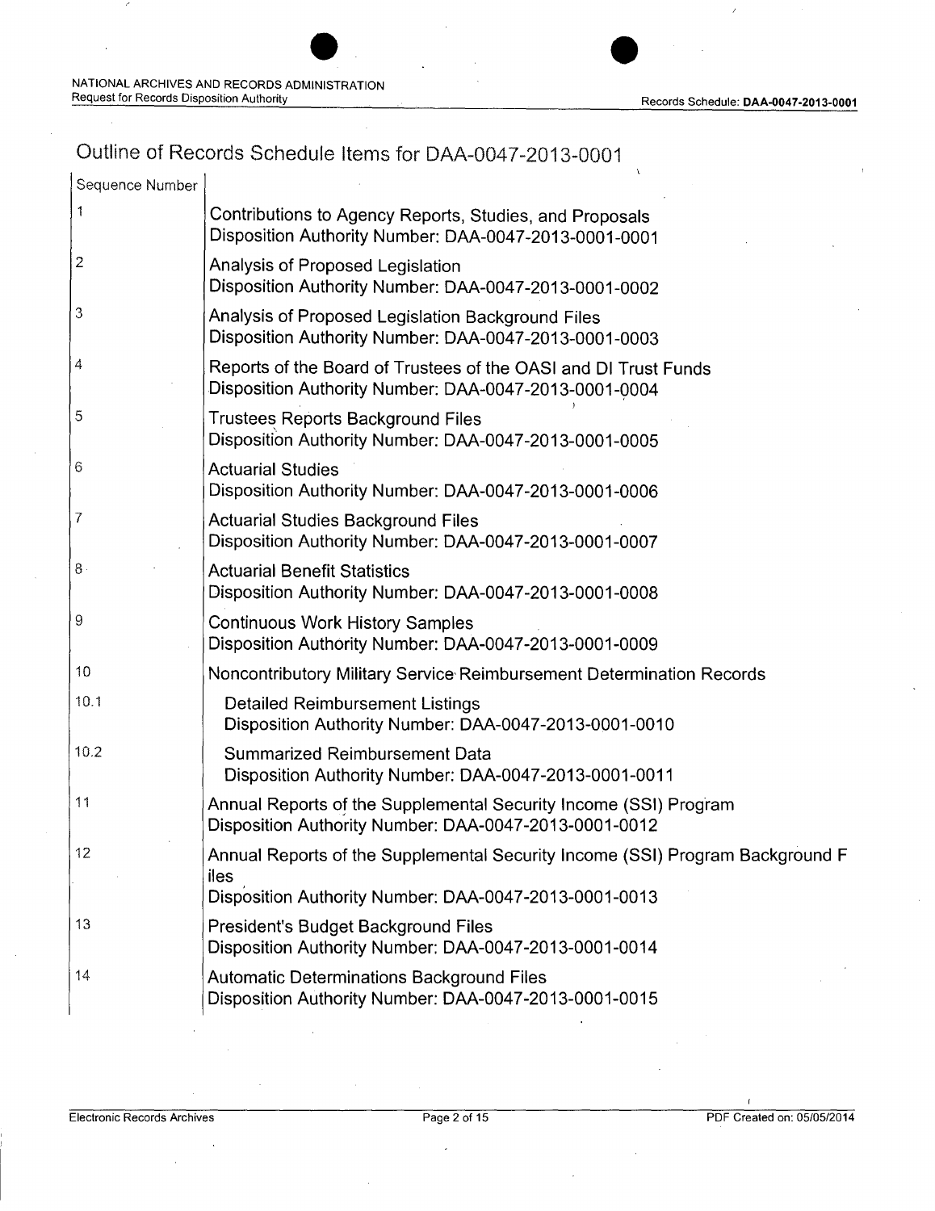# Outline of Records Schedule Items for DAA-0047-2013-0001

| Sequence Number | |
|---|---|
| 1 | Contributions to Agency Reports, Studies, and Proposals<br>Disposition Authority Number: DAA-0047-2013-0001-0001 |
| 2 | Analysis of Proposed Legislation<br>Disposition Authority Number: DAA-0047-2013-0001-0002 |
| 3 | Analysis of Proposed Legislation Background Files<br>Disposition Authority Number: DAA-0047-2013-0001-0003 |
| 4 | Reports of the Board of Trustees of the OASI and DI Trust Funds<br>Disposition Authority Number: DAA-0047-2013-0001-0004 |
| 5 | Trustees Reports Background Files<br>Disposition Authority Number: DAA-0047-2013-0001-0005 |
| 6 | Actuarial Studies<br>Disposition Authority Number: DAA-0047-2013-0001-0006 |
| 7 | Actuarial Studies Background Files<br>Disposition Authority Number: DAA-0047-2013-0001-0007 |
| 8 | Actuarial Benefit Statistics<br>Disposition Authority Number: DAA-0047-2013-0001-0008 |
| 9 | Continuous Work History Samples<br>Disposition Authority Number: DAA-0047-2013-0001-0009 |
| 10 | Noncontributory Military Service Reimbursement Determination Records |
| 10.1 | Detailed Reimbursement Listings<br>Disposition Authority Number: DAA-0047-2013-0001-0010 |
| 10.2 | Summarized Reimbursement Data<br>Disposition Authority Number: DAA-0047-2013-0001-0011 |
| 11 | Annual Reports of the Supplemental Security Income (SSI) Program<br>Disposition Authority Number: DAA-0047-2013-0001-0012 |
| 12 | Annual Reports of the Supplemental Security Income (SSI) Program Background Files<br>Disposition Authority Number: DAA-0047-2013-0001-0013 |
| 13 | President's Budget Background Files<br>Disposition Authority Number: DAA-0047-2013-0001-0014 |
| 14 | Automatic Determinations Background Files<br>Disposition Authority Number: DAA-0047-2013-0001-0015 |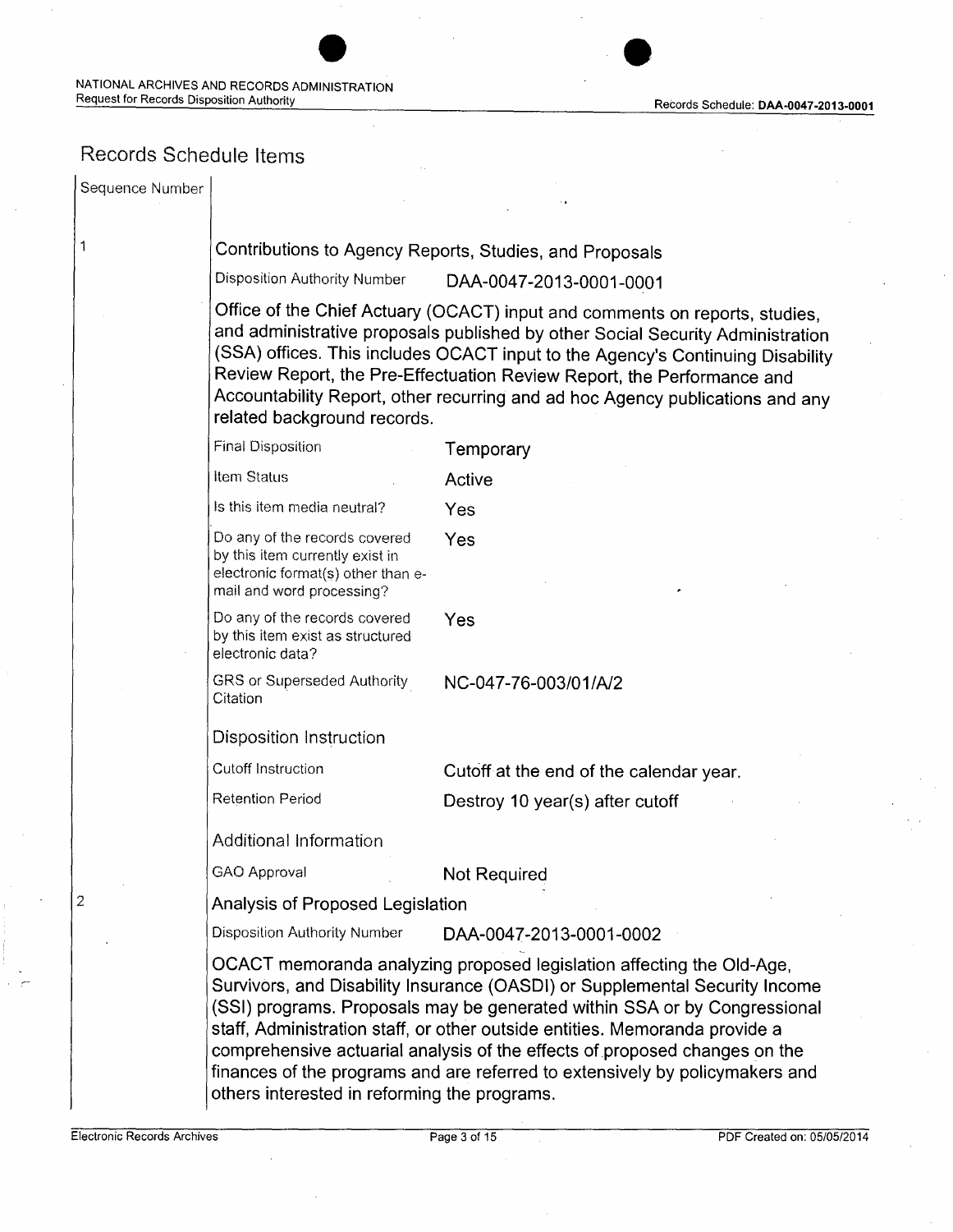## Records Schedule Items

Sequence Number

1

### Contributions to Agency Reports, Studies, and Proposals

| | |
|---|---|
| Disposition Authority Number | DAA-0047-2013-0001-0001 |

Office of the Chief Actuary (OCACT) input and comments on reports, studies, and administrative proposals published by other Social Security Administration (SSA) offices. This includes OCACT input to the Agency's Continuing Disability Review Report, the Pre-Effectuation Review Report, the Performance and Accountability Report, other recurring and ad hoc Agency publications and any related background records.

| | |
|---|---|
| Final Disposition | Temporary |
| Item Status | Active |
| Is this item media neutral? | Yes |
| Do any of the records covered by this item currently exist in electronic format(s) other than e-mail and word processing? | Yes |
| Do any of the records covered by this item exist as structured electronic data? | Yes |
| GRS or Superseded Authority Citation | NC-047-76-003/01/A/2 |

**Disposition Instruction**

| | |
|---|---|
| Cutoff Instruction | Cutoff at the end of the calendar year. |
| Retention Period | Destroy 10 year(s) after cutoff |

**Additional Information**

| | |
|---|---|
| GAO Approval | Not Required |

2

### Analysis of Proposed Legislation

| | |
|---|---|
| Disposition Authority Number | DAA-0047-2013-0001-0002 |

OCACT memoranda analyzing proposed legislation affecting the Old-Age, Survivors, and Disability Insurance (OASDI) or Supplemental Security Income (SSI) programs. Proposals may be generated within SSA or by Congressional staff, Administration staff, or other outside entities. Memoranda provide a comprehensive actuarial analysis of the effects of proposed changes on the finances of the programs and are referred to extensively by policymakers and others interested in reforming the programs.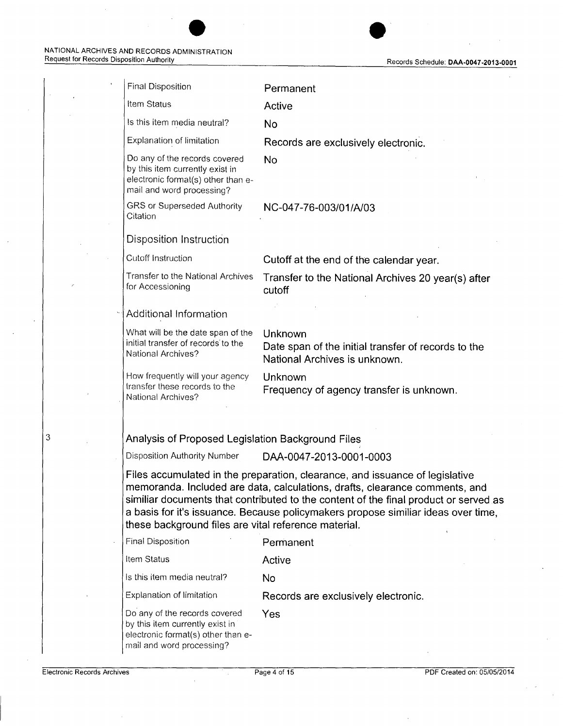| | |
|---|---|
| Final Disposition | Permanent |
| Item Status | Active |
| Is this item media neutral? | No |
| Explanation of limitation | Records are exclusively electronic. |
| Do any of the records covered by this item currently exist in electronic format(s) other than e-mail and word processing? | No |
| GRS or Superseded Authority Citation | NC-047-76-003/01/A/03 |

### Disposition Instruction

| | |
|---|---|
| Cutoff Instruction | Cutoff at the end of the calendar year. |
| Transfer to the National Archives for Accessioning | Transfer to the National Archives 20 year(s) after cutoff |

### Additional Information

| | |
|---|---|
| What will be the date span of the initial transfer of records to the National Archives? | Unknown<br>Date span of the initial transfer of records to the National Archives is unknown. |
| How frequently will your agency transfer these records to the National Archives? | Unknown<br>Frequency of agency transfer is unknown. |

3

## Analysis of Proposed Legislation Background Files

Disposition Authority Number DAA-0047-2013-0001-0003

Files accumulated in the preparation, clearance, and issuance of legislative memoranda. Included are data, calculations, drafts, clearance comments, and similiar documents that contributed to the content of the final product or served as a basis for it's issuance. Because policymakers propose similiar ideas over time, these background files are vital reference material.

| | |
|---|---|
| Final Disposition | Permanent |
| Item Status | Active |
| Is this item media neutral? | No |
| Explanation of limitation | Records are exclusively electronic. |
| Do any of the records covered by this item currently exist in electronic format(s) other than e-mail and word processing? | Yes |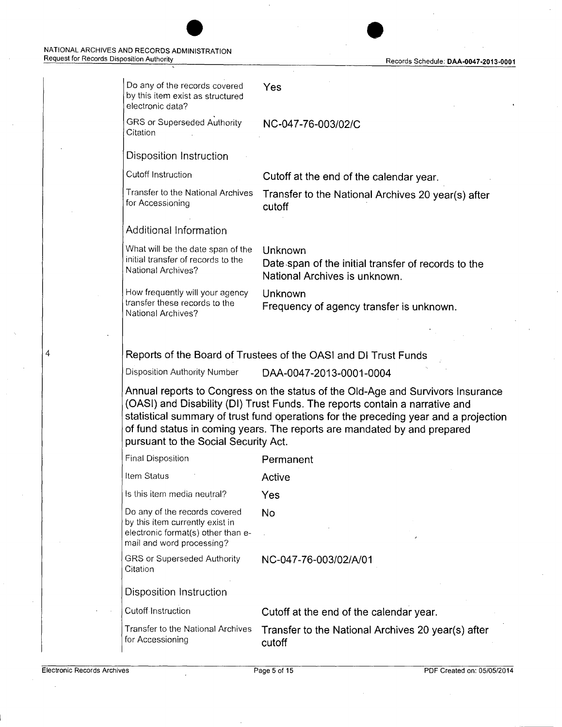| | |
|---|---|
| Do any of the records covered by this item exist as structured electronic data? | Yes |
| GRS or Superseded Authority Citation | NC-047-76-003/02/C |

### Disposition Instruction

| | |
|---|---|
| Cutoff Instruction | Cutoff at the end of the calendar year. |
| Transfer to the National Archives for Accessioning | Transfer to the National Archives 20 year(s) after cutoff |

### Additional Information

| | |
|---|---|
| What will be the date span of the initial transfer of records to the National Archives? | Unknown<br>Date span of the initial transfer of records to the National Archives is unknown. |
| How frequently will your agency transfer these records to the National Archives? | Unknown<br>Frequency of agency transfer is unknown. |

4

## Reports of the Board of Trustees of the OASI and DI Trust Funds

| | |
|---|---|
| Disposition Authority Number | DAA-0047-2013-0001-0004 |

Annual reports to Congress on the status of the Old-Age and Survivors Insurance (OASI) and Disability (DI) Trust Funds. The reports contain a narrative and statistical summary of trust fund operations for the preceding year and a projection of fund status in coming years. The reports are mandated by and prepared pursuant to the Social Security Act.

| | |
|---|---|
| Final Disposition | Permanent |
| Item Status | Active |
| Is this item media neutral? | Yes |
| Do any of the records covered by this item currently exist in electronic format(s) other than e-mail and word processing? | No |
| GRS or Superseded Authority Citation | NC-047-76-003/02/A/01 |

### Disposition Instruction

| | |
|---|---|
| Cutoff Instruction | Cutoff at the end of the calendar year. |
| Transfer to the National Archives for Accessioning | Transfer to the National Archives 20 year(s) after cutoff |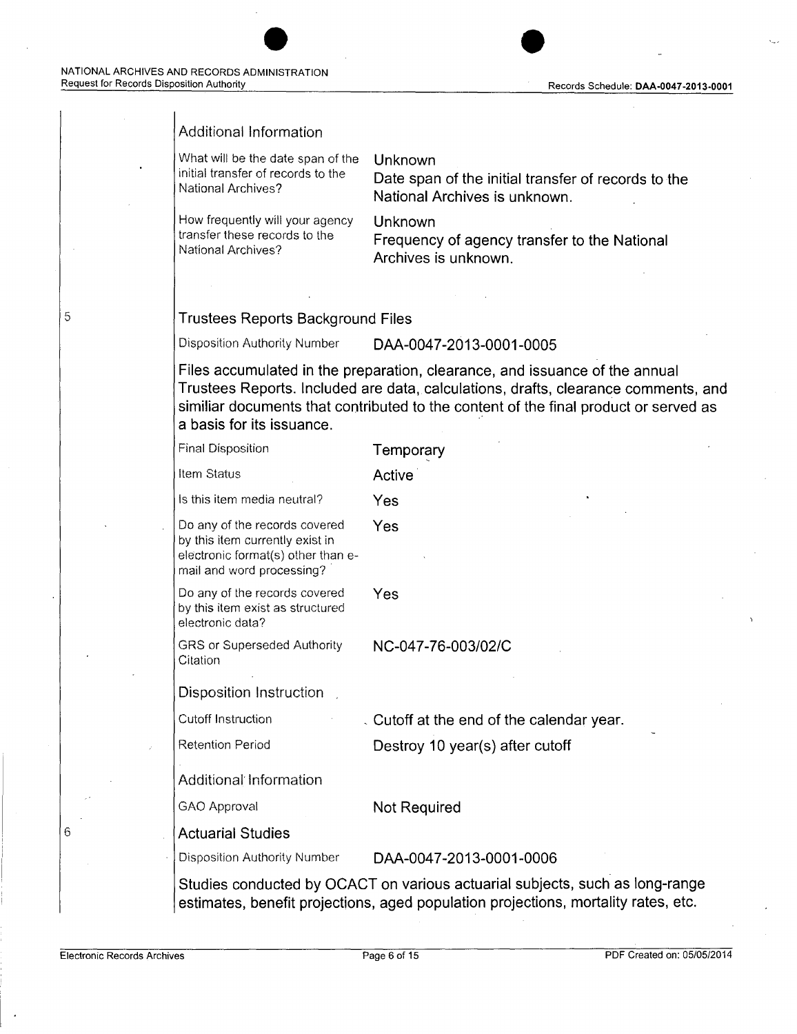### Additional Information

| | |
|---|---|
| What will be the date span of the initial transfer of records to the National Archives? | Unknown<br>Date span of the initial transfer of records to the National Archives is unknown. |
| How frequently will your agency transfer these records to the National Archives? | Unknown<br>Frequency of agency transfer to the National Archives is unknown. |

5

## Trustees Reports Background Files

| | |
|---|---|
| Disposition Authority Number | DAA-0047-2013-0001-0005 |

Files accumulated in the preparation, clearance, and issuance of the annual Trustees Reports. Included are data, calculations, drafts, clearance comments, and similiar documents that contributed to the content of the final product or served as a basis for its issuance.

| | |
|---|---|
| Final Disposition | Temporary |
| Item Status | Active |
| Is this item media neutral? | Yes |
| Do any of the records covered by this item currently exist in electronic format(s) other than e-mail and word processing? | Yes |
| Do any of the records covered by this item exist as structured electronic data? | Yes |
| GRS or Superseded Authority Citation | NC-047-76-003/02/C |

### Disposition Instruction

| | |
|---|---|
| Cutoff Instruction | Cutoff at the end of the calendar year. |
| Retention Period | Destroy 10 year(s) after cutoff |

### Additional Information

| | |
|---|---|
| GAO Approval | Not Required |

6

## Actuarial Studies

| | |
|---|---|
| Disposition Authority Number | DAA-0047-2013-0001-0006 |

Studies conducted by OCACT on various actuarial subjects, such as long-range estimates, benefit projections, aged population projections, mortality rates, etc.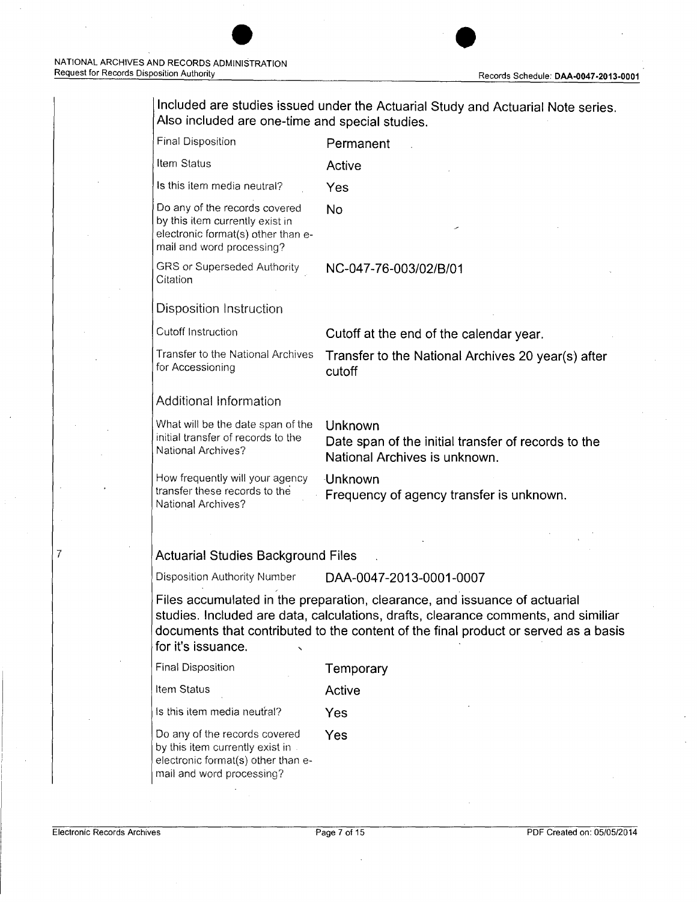Included are studies issued under the Actuarial Study and Actuarial Note series. Also included are one-time and special studies.

| | |
|---|---|
| Final Disposition | Permanent |
| Item Status | Active |
| Is this item media neutral? | Yes |
| Do any of the records covered by this item currently exist in electronic format(s) other than e-mail and word processing? | No |
| GRS or Superseded Authority Citation | NC-047-76-003/02/B/01 |

### Disposition Instruction

| | |
|---|---|
| Cutoff Instruction | Cutoff at the end of the calendar year. |
| Transfer to the National Archives for Accessioning | Transfer to the National Archives 20 year(s) after cutoff |

### Additional Information

| | |
|---|---|
| What will be the date span of the initial transfer of records to the National Archives? | Unknown<br>Date span of the initial transfer of records to the National Archives is unknown. |
| How frequently will your agency transfer these records to the National Archives? | Unknown<br>Frequency of agency transfer is unknown. |

7

## Actuarial Studies Background Files

Disposition Authority Number DAA-0047-2013-0001-0007

Files accumulated in the preparation, clearance, and issuance of actuarial studies. Included are data, calculations, drafts, clearance comments, and similiar documents that contributed to the content of the final product or served as a basis for it's issuance.

| | |
|---|---|
| Final Disposition | Temporary |
| Item Status | Active |
| Is this item media neutral? | Yes |
| Do any of the records covered by this item currently exist in electronic format(s) other than e-mail and word processing? | Yes |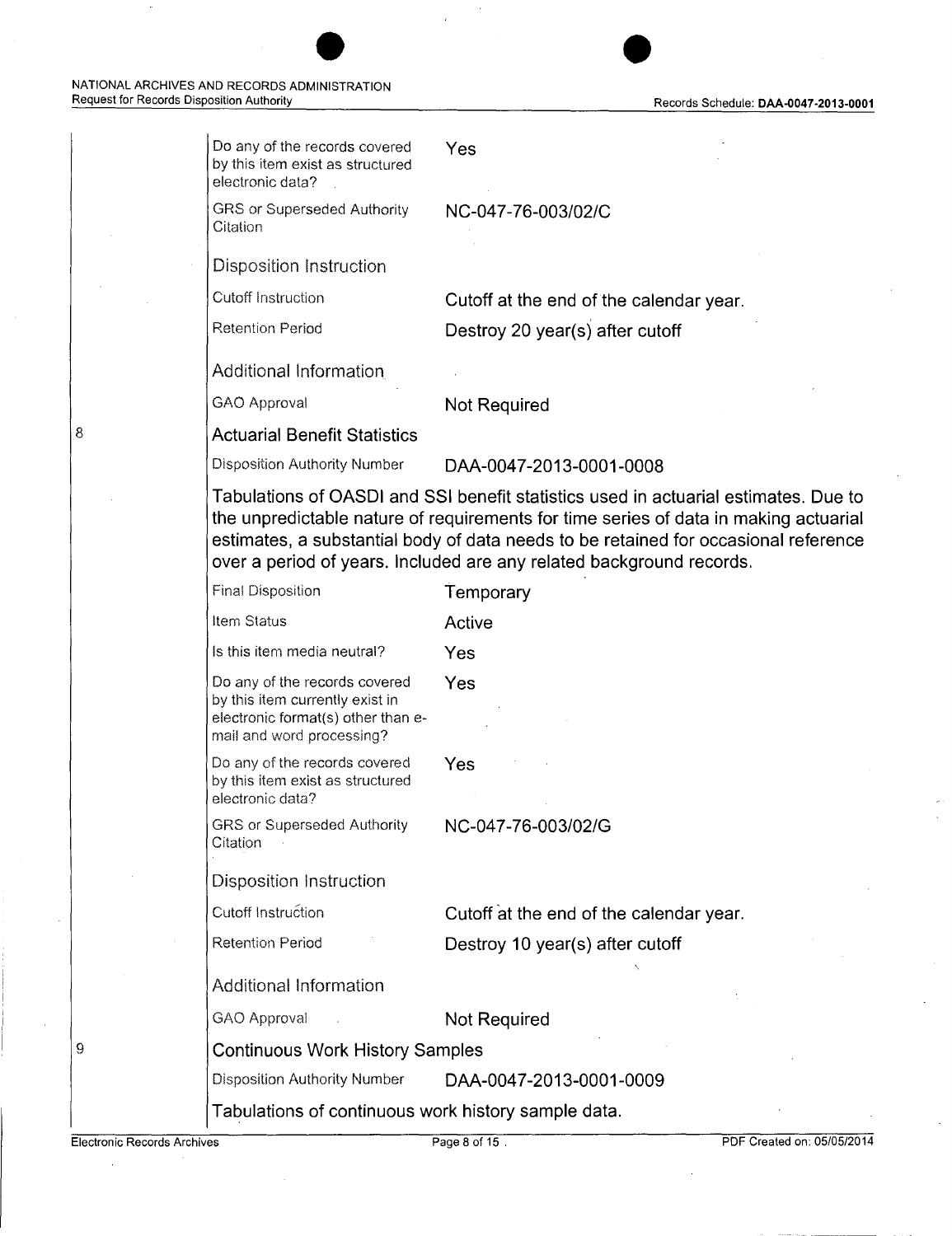| | |
|---|---|
| Do any of the records covered by this item exist as structured electronic data? | Yes |
| GRS or Superseded Authority Citation | NC-047-76-003/02/C |

Disposition Instruction

| | |
|---|---|
| Cutoff Instruction | Cutoff at the end of the calendar year. |
| Retention Period | Destroy 20 year(s) after cutoff |

Additional Information

| | |
|---|---|
| GAO Approval | Not Required |

8 **Actuarial Benefit Statistics**

| | |
|---|---|
| Disposition Authority Number | DAA-0047-2013-0001-0008 |

Tabulations of OASDI and SSI benefit statistics used in actuarial estimates. Due to the unpredictable nature of requirements for time series of data in making actuarial estimates, a substantial body of data needs to be retained for occasional reference over a period of years. Included are any related background records.

| | |
|---|---|
| Final Disposition | Temporary |
| Item Status | Active |
| Is this item media neutral? | Yes |
| Do any of the records covered by this item currently exist in electronic format(s) other than e-mail and word processing? | Yes |
| Do any of the records covered by this item exist as structured electronic data? | Yes |
| GRS or Superseded Authority Citation | NC-047-76-003/02/G |

Disposition Instruction

| | |
|---|---|
| Cutoff Instruction | Cutoff at the end of the calendar year. |
| Retention Period | Destroy 10 year(s) after cutoff |

Additional Information

| | |
|---|---|
| GAO Approval | Not Required |

9 **Continuous Work History Samples**

| | |
|---|---|
| Disposition Authority Number | DAA-0047-2013-0001-0009 |

Tabulations of continuous work history sample data.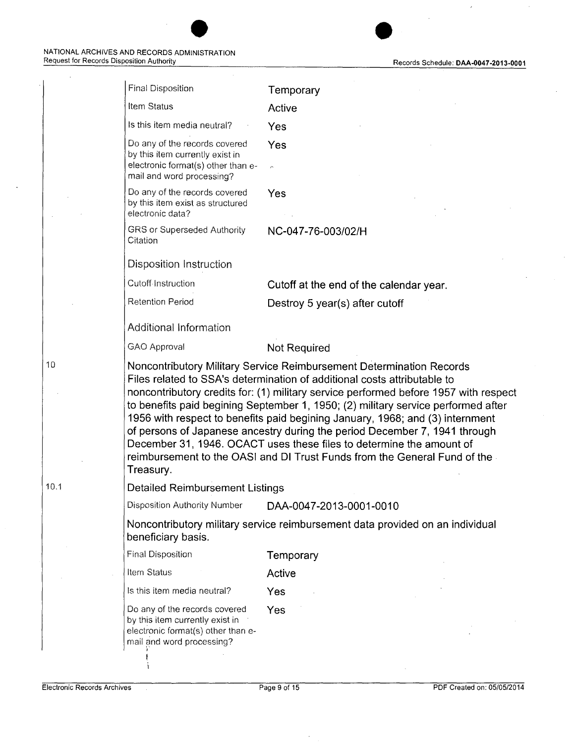| | |
|---|---|
| Final Disposition | Temporary |
| Item Status | Active |
| Is this item media neutral? | Yes |
| Do any of the records covered by this item currently exist in electronic format(s) other than e-mail and word processing? | Yes |
| Do any of the records covered by this item exist as structured electronic data? | Yes |
| GRS or Superseded Authority Citation | NC-047-76-003/02/H |

**Disposition Instruction**

| | |
|---|---|
| Cutoff Instruction | Cutoff at the end of the calendar year. |
| Retention Period | Destroy 5 year(s) after cutoff |

**Additional Information**

| | |
|---|---|
| GAO Approval | Not Required |

## 10 Noncontributory Military Service Reimbursement Determination Records

Files related to SSA's determination of additional costs attributable to noncontributory credits for: (1) military service performed before 1957 with respect to benefits paid begining September 1, 1950; (2) military service performed after 1956 with respect to benefits paid begining January, 1968; and (3) internment of persons of Japanese ancestry during the period December 7, 1941 through December 31, 1946. OCACT uses these files to determine the amount of reimbursement to the OASI and DI Trust Funds from the General Fund of the Treasury.

### 10.1 Detailed Reimbursement Listings

| | |
|---|---|
| Disposition Authority Number | DAA-0047-2013-0001-0010 |

Noncontributory military service reimbursement data provided on an individual beneficiary basis.

| | |
|---|---|
| Final Disposition | Temporary |
| Item Status | Active |
| Is this item media neutral? | Yes |
| Do any of the records covered by this item currently exist in electronic format(s) other than e-mail and word processing? | Yes |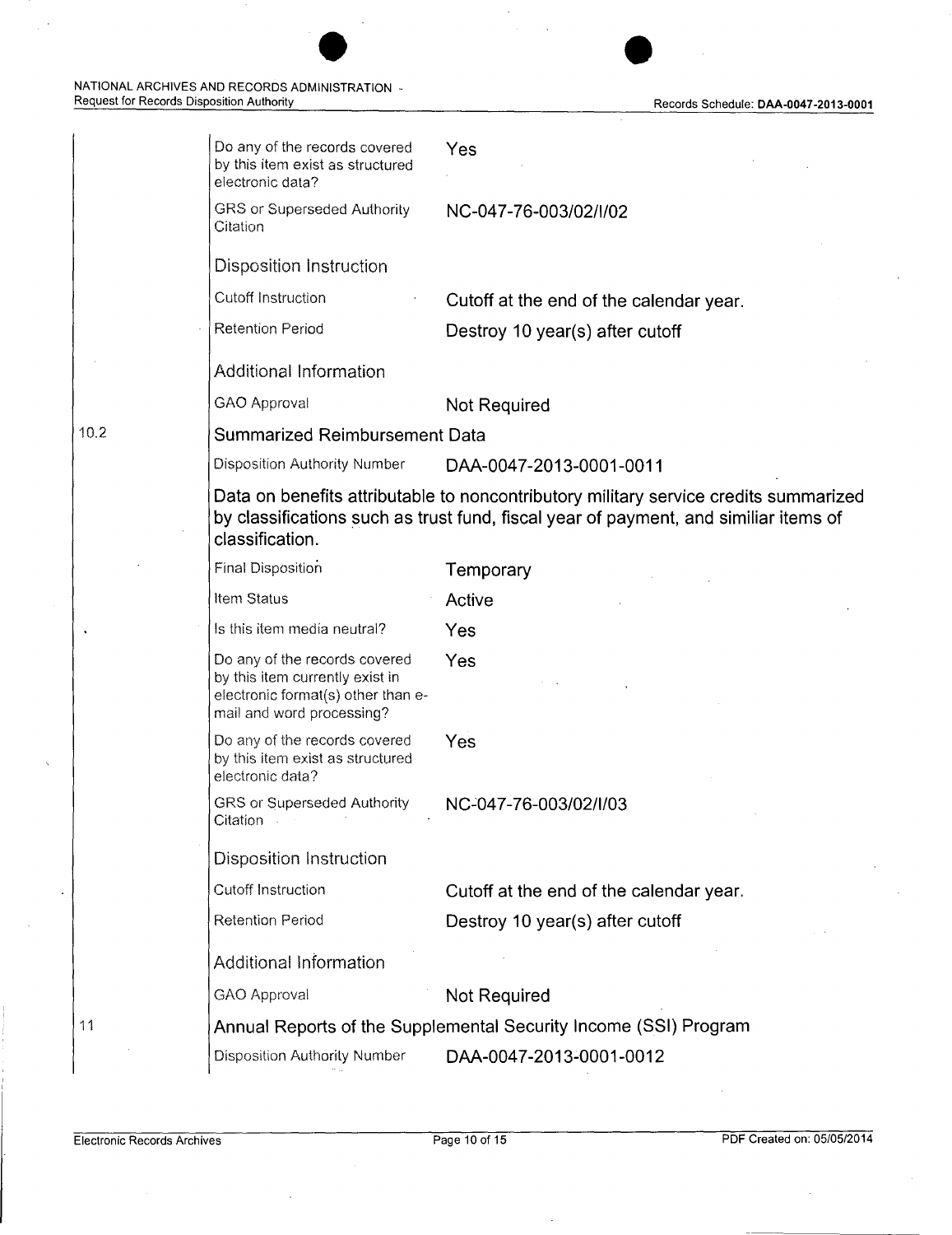| | | |
|---|---|---|
| | Do any of the records covered by this item exist as structured electronic data? | Yes |
| | GRS or Superseded Authority Citation | NC-047-76-003/02/I/02 |
| | **Disposition Instruction** | |
| | Cutoff Instruction | Cutoff at the end of the calendar year. |
| | Retention Period | Destroy 10 year(s) after cutoff |
| | **Additional Information** | |
| | GAO Approval | Not Required |

**10.2 Summarized Reimbursement Data**

| | |
|---|---|
| Disposition Authority Number | DAA-0047-2013-0001-0011 |

Data on benefits attributable to noncontributory military service credits summarized by classifications such as trust fund, fiscal year of payment, and similiar items of classification.

| | |
|---|---|
| Final Disposition | Temporary |
| Item Status | Active |
| Is this item media neutral? | Yes |
| Do any of the records covered by this item currently exist in electronic format(s) other than e-mail and word processing? | Yes |
| Do any of the records covered by this item exist as structured electronic data? | Yes |
| GRS or Superseded Authority Citation | NC-047-76-003/02/I/03 |
| **Disposition Instruction** | |
| Cutoff Instruction | Cutoff at the end of the calendar year. |
| Retention Period | Destroy 10 year(s) after cutoff |
| **Additional Information** | |
| GAO Approval | Not Required |

**11 Annual Reports of the Supplemental Security Income (SSI) Program**

| | |
|---|---|
| Disposition Authority Number | DAA-0047-2013-0001-0012 |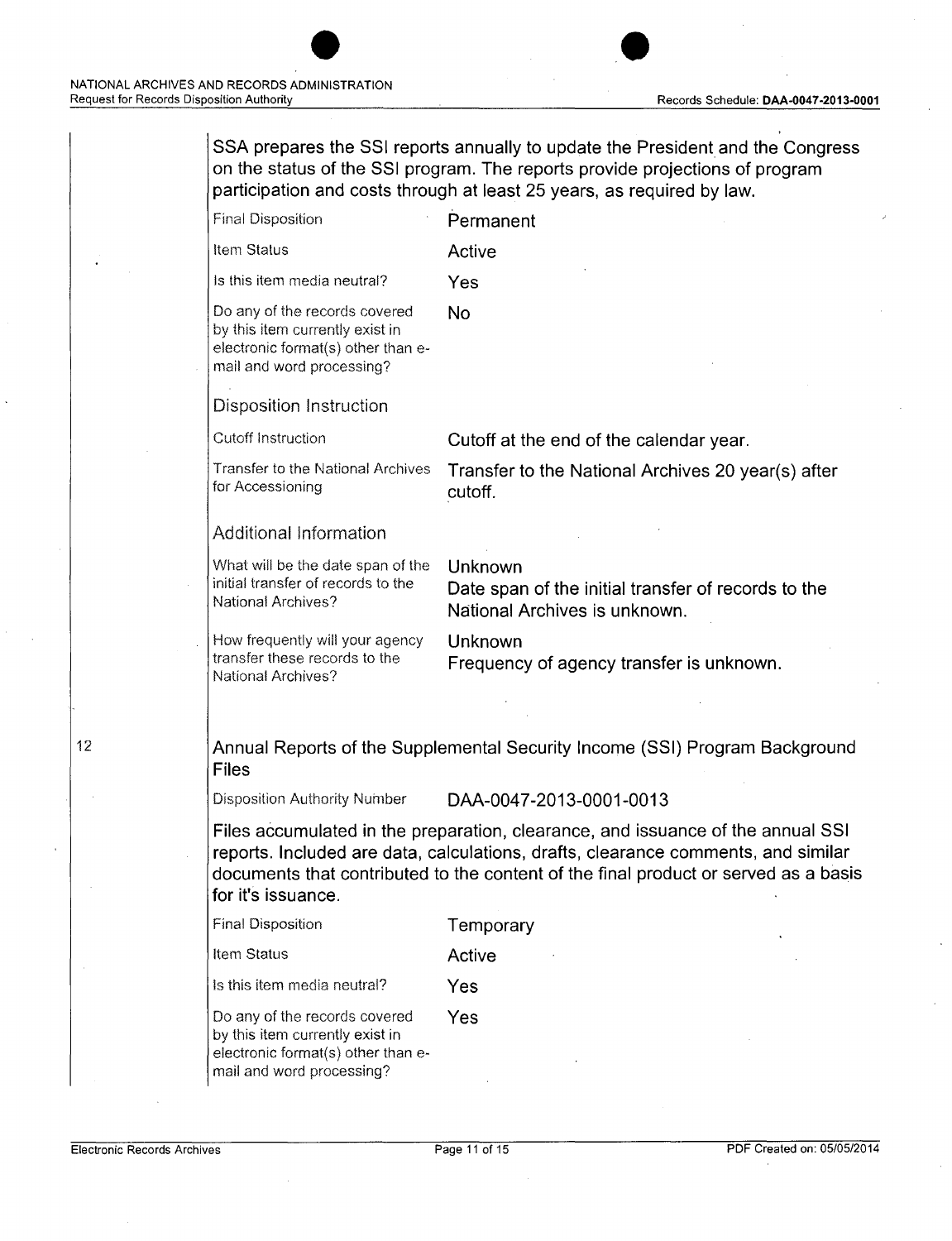SSA prepares the SSI reports annually to update the President and the Congress on the status of the SSI program. The reports provide projections of program participation and costs through at least 25 years, as required by law.

| | |
|---|---|
| Final Disposition | Permanent |
| Item Status | Active |
| Is this item media neutral? | Yes |
| Do any of the records covered by this item currently exist in electronic format(s) other than e-mail and word processing? | No |

**Disposition Instruction**

| | |
|---|---|
| Cutoff Instruction | Cutoff at the end of the calendar year. |
| Transfer to the National Archives for Accessioning | Transfer to the National Archives 20 year(s) after cutoff. |

**Additional Information**

| | |
|---|---|
| What will be the date span of the initial transfer of records to the National Archives? | Unknown<br>Date span of the initial transfer of records to the National Archives is unknown. |
| How frequently will your agency transfer these records to the National Archives? | Unknown<br>Frequency of agency transfer is unknown. |

12

**Annual Reports of the Supplemental Security Income (SSI) Program Background Files**

| | |
|---|---|
| Disposition Authority Number | DAA-0047-2013-0001-0013 |

Files accumulated in the preparation, clearance, and issuance of the annual SSI reports. Included are data, calculations, drafts, clearance comments, and similar documents that contributed to the content of the final product or served as a basis for it's issuance.

| | |
|---|---|
| Final Disposition | Temporary |
| Item Status | Active |
| Is this item media neutral? | Yes |
| Do any of the records covered by this item currently exist in electronic format(s) other than e-mail and word processing? | Yes |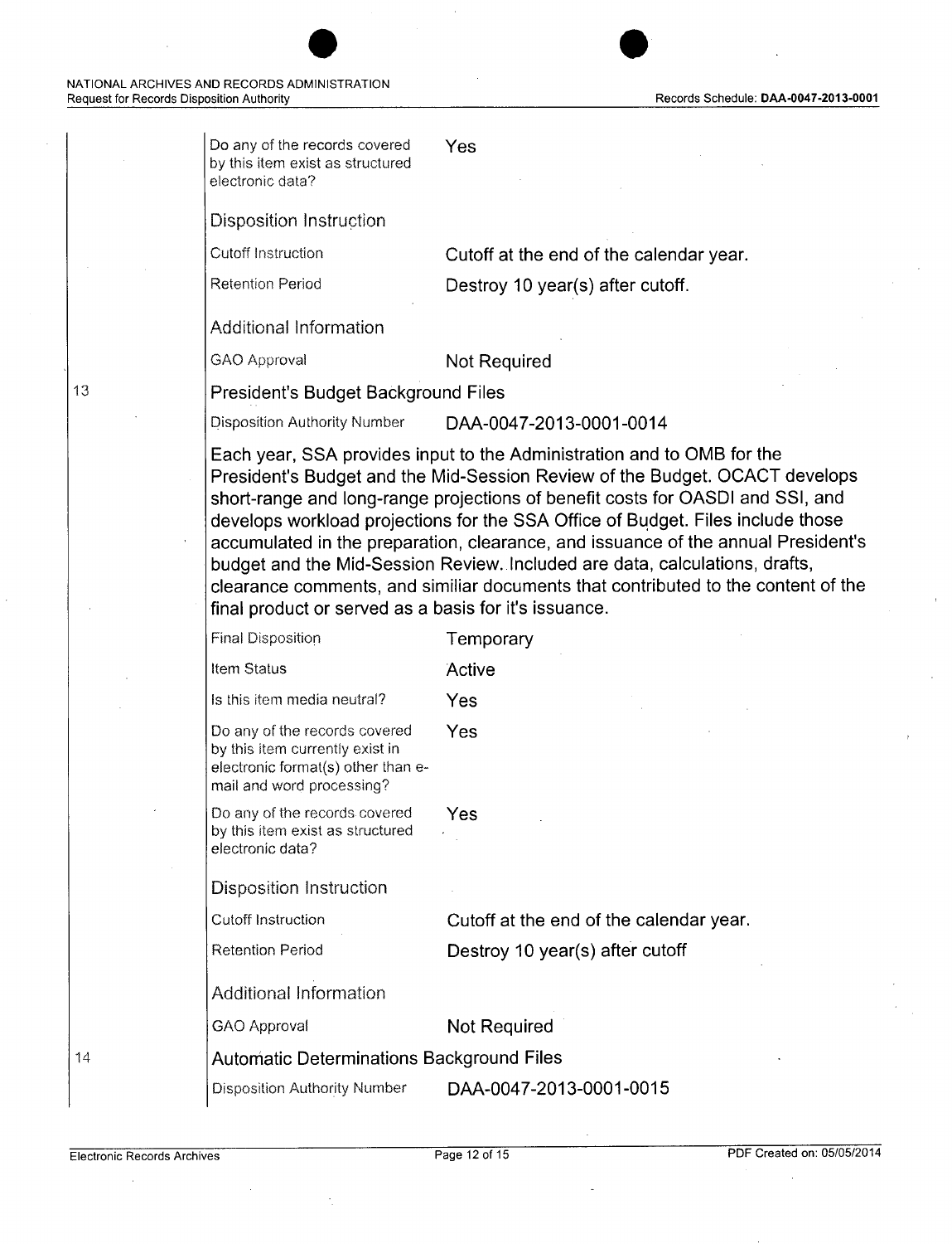| | | |
|---|---|---|
| | Do any of the records covered by this item exist as structured electronic data? | Yes |
| | **Disposition Instruction** | |
| | Cutoff Instruction | Cutoff at the end of the calendar year. |
| | Retention Period | Destroy 10 year(s) after cutoff. |
| | **Additional Information** | |
| | GAO Approval | Not Required |

13 **President's Budget Background Files**

| | |
|---|---|
| Disposition Authority Number | DAA-0047-2013-0001-0014 |

Each year, SSA provides input to the Administration and to OMB for the President's Budget and the Mid-Session Review of the Budget. OCACT develops short-range and long-range projections of benefit costs for OASDI and SSI, and develops workload projections for the SSA Office of Budget. Files include those accumulated in the preparation, clearance, and issuance of the annual President's budget and the Mid-Session Review. Included are data, calculations, drafts, clearance comments, and similiar documents that contributed to the content of the final product or served as a basis for it's issuance.

| | |
|---|---|
| Final Disposition | Temporary |
| Item Status | Active |
| Is this item media neutral? | Yes |
| Do any of the records covered by this item currently exist in electronic format(s) other than e-mail and word processing? | Yes |
| Do any of the records covered by this item exist as structured electronic data? | Yes |
| **Disposition Instruction** | |
| Cutoff Instruction | Cutoff at the end of the calendar year. |
| Retention Period | Destroy 10 year(s) after cutoff |
| **Additional Information** | |
| GAO Approval | Not Required |

14 **Automatic Determinations Background Files**

| | |
|---|---|
| Disposition Authority Number | DAA-0047-2013-0001-0015 |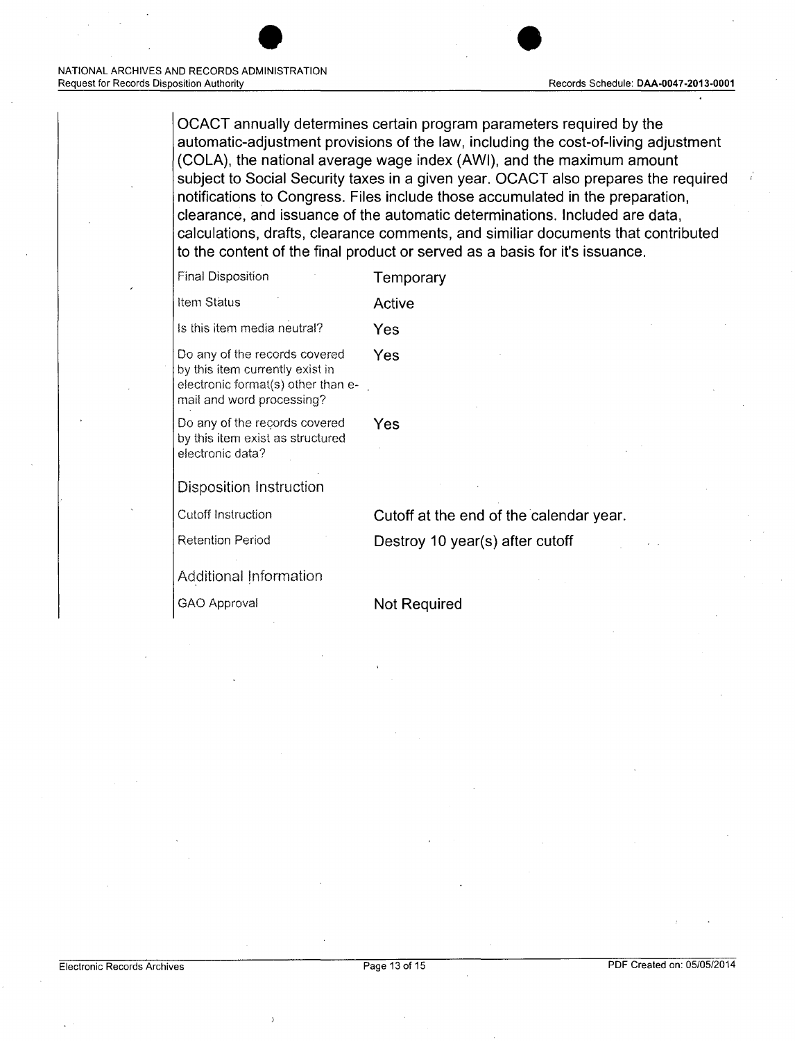OCACT annually determines certain program parameters required by the automatic-adjustment provisions of the law, including the cost-of-living adjustment (COLA), the national average wage index (AWI), and the maximum amount subject to Social Security taxes in a given year. OCACT also prepares the required notifications to Congress. Files include those accumulated in the preparation, clearance, and issuance of the automatic determinations. Included are data, calculations, drafts, clearance comments, and similiar documents that contributed to the content of the final product or served as a basis for it's issuance.

| | |
|---|---|
| Final Disposition | Temporary |
| Item Status | Active |
| Is this item media neutral? | Yes |
| Do any of the records covered by this item currently exist in electronic format(s) other than e-mail and word processing? | Yes |
| Do any of the records covered by this item exist as structured electronic data? | Yes |

**Disposition Instruction**

| | |
|---|---|
| Cutoff Instruction | Cutoff at the end of the calendar year. |
| Retention Period | Destroy 10 year(s) after cutoff |

**Additional Information**

| | |
|---|---|
| GAO Approval | Not Required |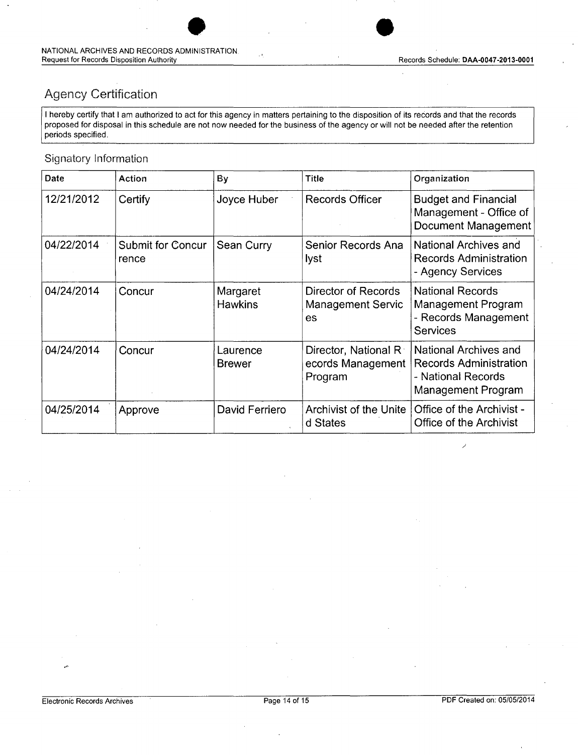## Agency Certification

I hereby certify that I am authorized to act for this agency in matters pertaining to the disposition of its records and that the records proposed for disposal in this schedule are not now needed for the business of the agency or will not be needed after the retention periods specified.

### Signatory Information

| Date | Action | By | Title | Organization |
|---|---|---|---|---|
| 12/21/2012 | Certify | Joyce Huber | Records Officer | Budget and Financial Management - Office of Document Management |
| 04/22/2014 | Submit for Concurrence | Sean Curry | Senior Records Analyst | National Archives and Records Administration - Agency Services |
| 04/24/2014 | Concur | Margaret Hawkins | Director of Records Management Services | National Records Management Program - Records Management Services |
| 04/24/2014 | Concur | Laurence Brewer | Director, National Records Management Program | National Archives and Records Administration - National Records Management Program |
| 04/25/2014 | Approve | David Ferriero | Archivist of the United States | Office of the Archivist - Office of the Archivist |